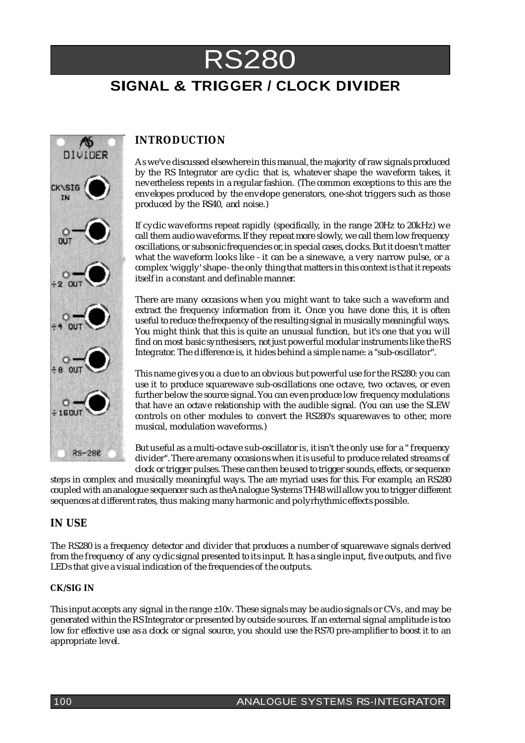# RS280

## SIGNAL & TRIGGER / CLOCK DIVIDER

### INTRODUCTION

As we've discussed elsewhere in this manual, the majority of raw signals produced by the RS Integrator are cyclic: that is, whatever shape the waveform takes, it nevertheless repeats in a regular fashion. (The common exceptions to this are the envelopes produced by the envelope generators, one-shot triggers such as those produced by the RS40, and noise.)

If cyclic waveforms repeat rapidly (specifically, in the range 20Hz to 20kHz) we call them audio waveforms. If they repeat more slowly, we call them low frequency oscillations, or subsonic frequencies or, in special cases, clocks. But it doesn't matter what the waveform looks like - it can be a sinewave, a very narrow pulse, or a complex 'wiggly' shape - the only thing that matters in this context is that it repeats itself in a constant and definable manner.

There are many occasions when you might want to take such a waveform and extract the frequency information from it. Once you have done this, it is often useful to reduce the frequency of the resulting signal in musically meaningful ways. You might think that this is quite an unusual function, but it's one that you will find on most basic synthesisers, not just powerful modular instruments like the RS Integrator. The difference is, it hides behind a simple name: a "sub-oscillator".

This name gives you a clue to an obvious but powerful use for the RS280: you can use it to produce squarewave sub-oscillations one octave, two octaves, or even further below the source signal. You can even produce low frequency modulations that have an octave relationship with the audible signal. (You can use the SLEW controls on other modules to convert the RS280's squarewaves to other, more musical, modulation waveforms.)

But useful as a multi-octave sub-oscillator is, it isn't the only use for a "frequency divider". There are many occasions when it is useful to produce related streams of clock or trigger pulses. These can then be used to trigger sounds, effects, or sequence steps in complex and musically meaningful ways. The are myriad uses for this. For example, an RS280 coupled with an analogue sequencer such as the Analogue Systems TH48 will allow you to trigger different sequences at different rates, thus making many harmonic and polyrhythmic effects possible.

### IN USE

The RS280 is a frequency detector and divider that produces a number of squarewave signals derived from the frequency of any cyclic signal presented to its input. It has a single input, five outputs, and five LEDs that give a visual indication of the frequencies of the outputs.

#### CK/SIG IN

This input accepts any signal in the range ±10v. These signals may be audio signals or CVs, and may be generated within the RS Integrator or presented by outside sources. If an external signal amplitude is too low for effective use as a clock or signal source, you should use the RS70 pre-amplifier to boost it to an appropriate level.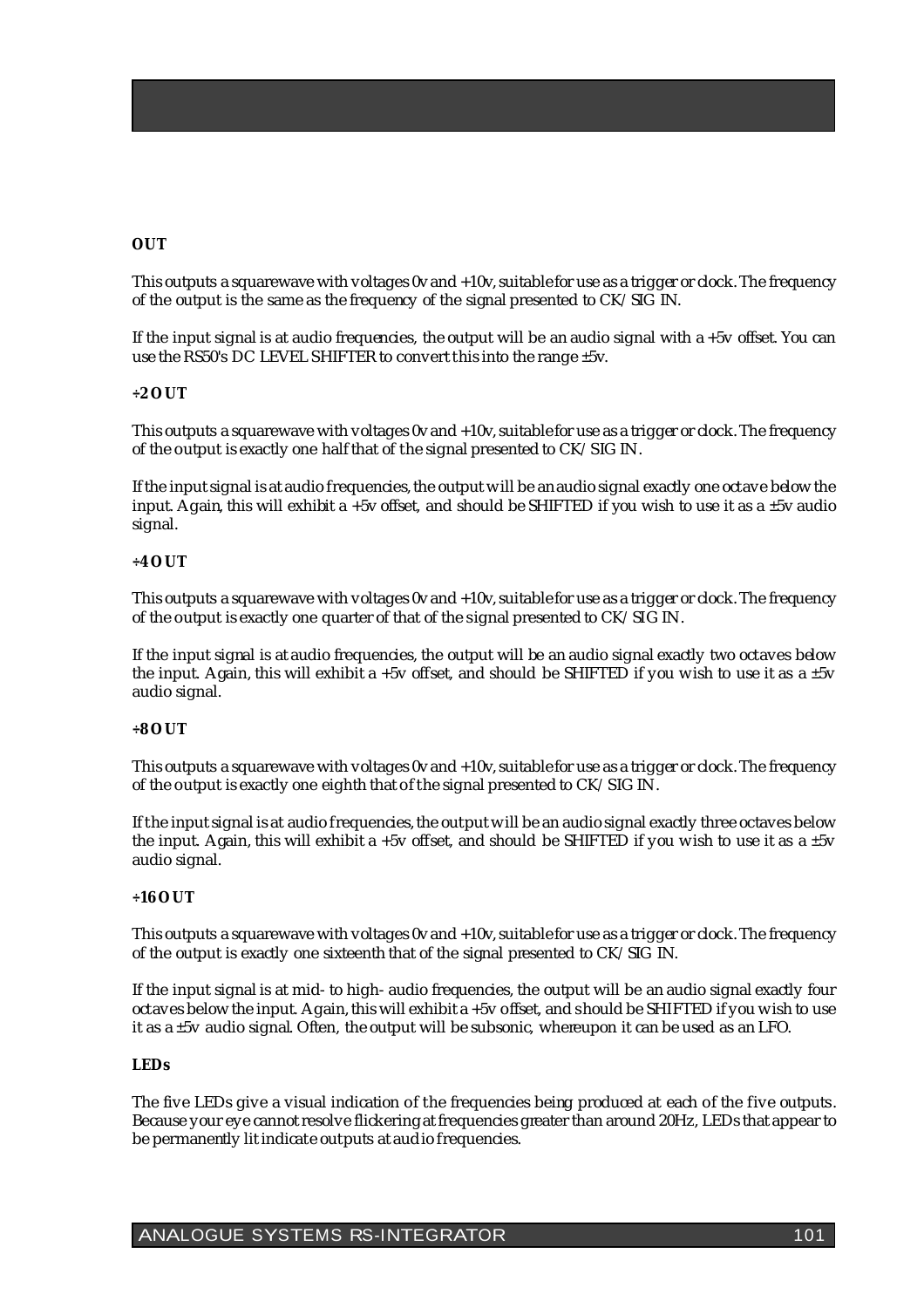**OUT**

This outputs a squarewave with voltages 0v and +10v, suitable for use as a trigger or clock. The frequency of the output is the same as the frequency of the signal presented to CK/SIG IN.

If the input signal is at audio frequencies, the output will be an audio signal with a +5v offset. You can use the RS50's DC LEVEL SHIFTER to convert this into the range ±5v.

**÷2 OUT**

This outputs a squarewave with voltages 0v and +10v, suitable for use as a trigger or clock. The frequency of the output is exactly one half that of the signal presented to CK/SIG IN.

If the input signal is at audio frequencies, the output will be an audio signal exactly one octave below the input. Again, this will exhibit a +5v offset, and should be SHIFTED if you wish to use it as a ±5v audio signal.

**÷4 OUT**

This outputs a squarewave with voltages 0v and +10v, suitable for use as a trigger or clock. The frequency of the output is exactly one quarter of that of the signal presented to CK/SIG IN.

If the input signal is at audio frequencies, the output will be an audio signal exactly two octaves below the input. Again, this will exhibit a +5v offset, and should be SHIFTED if you wish to use it as a ±5v audio signal.

**÷8 OUT**

This outputs a squarewave with voltages 0v and +10v, suitable for use as a trigger or clock. The frequency of the output is exactly one eighth that of the signal presented to CK/SIG IN.

If the input signal is at audio frequencies, the output will be an audio signal exactly three octaves below the input. Again, this will exhibit a +5v offset, and should be SHIFTED if you wish to use it as a ±5v audio signal.

**÷16 OUT**

This outputs a squarewave with voltages 0v and +10v, suitable for use as a trigger or clock. The frequency of the output is exactly one sixteenth that of the signal presented to CK/SIG IN.

If the input signal is at mid- to high- audio frequencies, the output will be an audio signal exactly four octaves below the input. Again, this will exhibit a +5v offset, and should be SHIFTED if you wish to use it as a ±5v audio signal. Often, the output will be subsonic, whereupon it can be used as an LFO.

**LEDs**

The five LEDs give a visual indication of the frequencies being produced at each of the five outputs. Because your eye cannot resolve flickering at frequencies greater than around 20Hz, LEDs that appear to be permanently lit indicate outputs at audio frequencies.